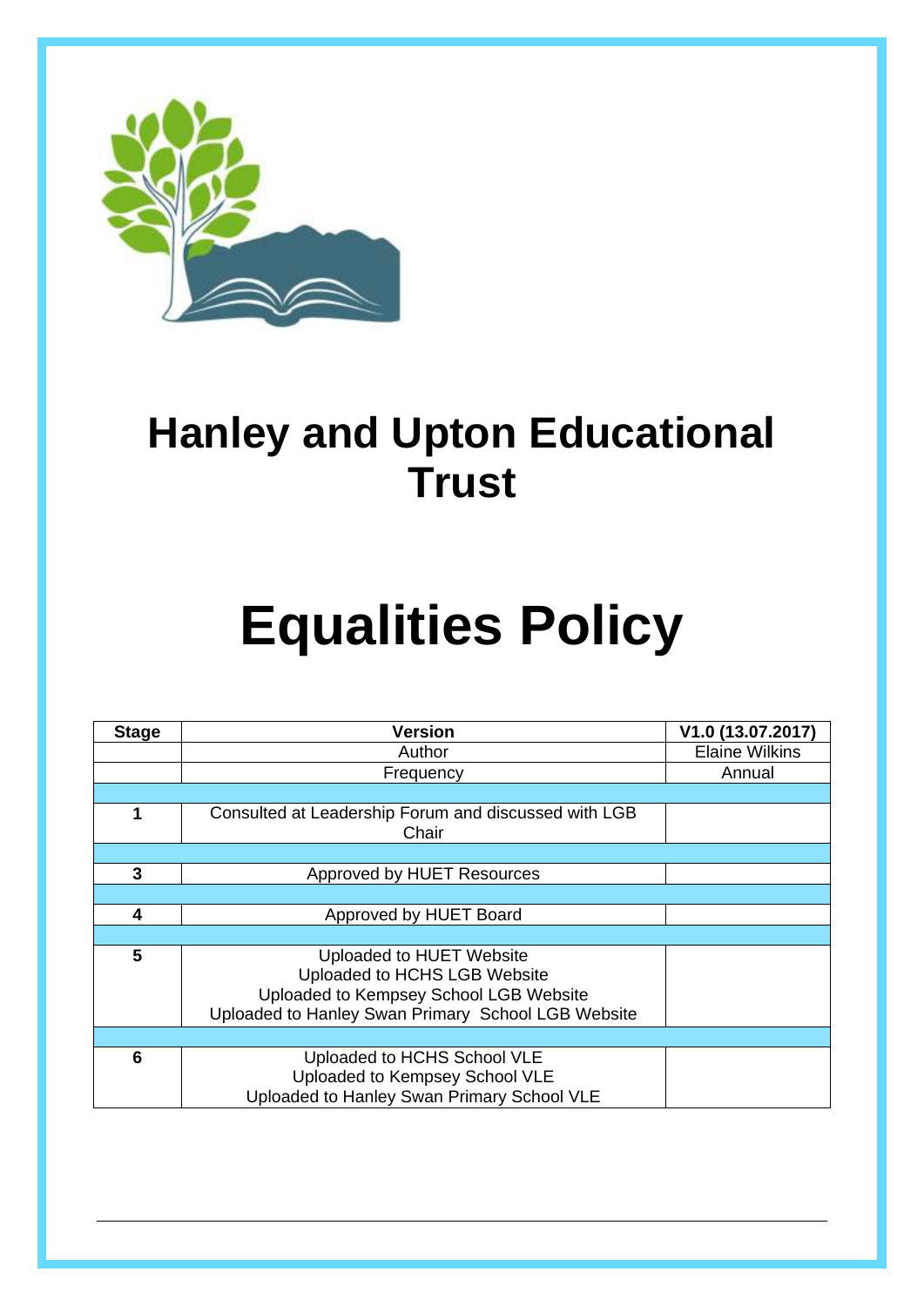# Hanley and Upton Educational Trust

# Equalities Policy

| Stage | Version | V1.0 (13.07.2017) |
|---|---|---|
| | Author | Elaine Wilkins |
| | Frequency | Annual |
| | | |
| 1 | Consulted at Leadership Forum and discussed with LGB Chair | |
| | | |
| 3 | Approved by HUET Resources | |
| | | |
| 4 | Approved by HUET Board | |
| | | |
| 5 | Uploaded to HUET Website<br>Uploaded to HCHS LGB Website<br>Uploaded to Kempsey School LGB Website<br>Uploaded to Hanley Swan Primary School LGB Website | |
| | | |
| 6 | Uploaded to HCHS School VLE<br>Uploaded to Kempsey School VLE<br>Uploaded to Hanley Swan Primary School VLE | |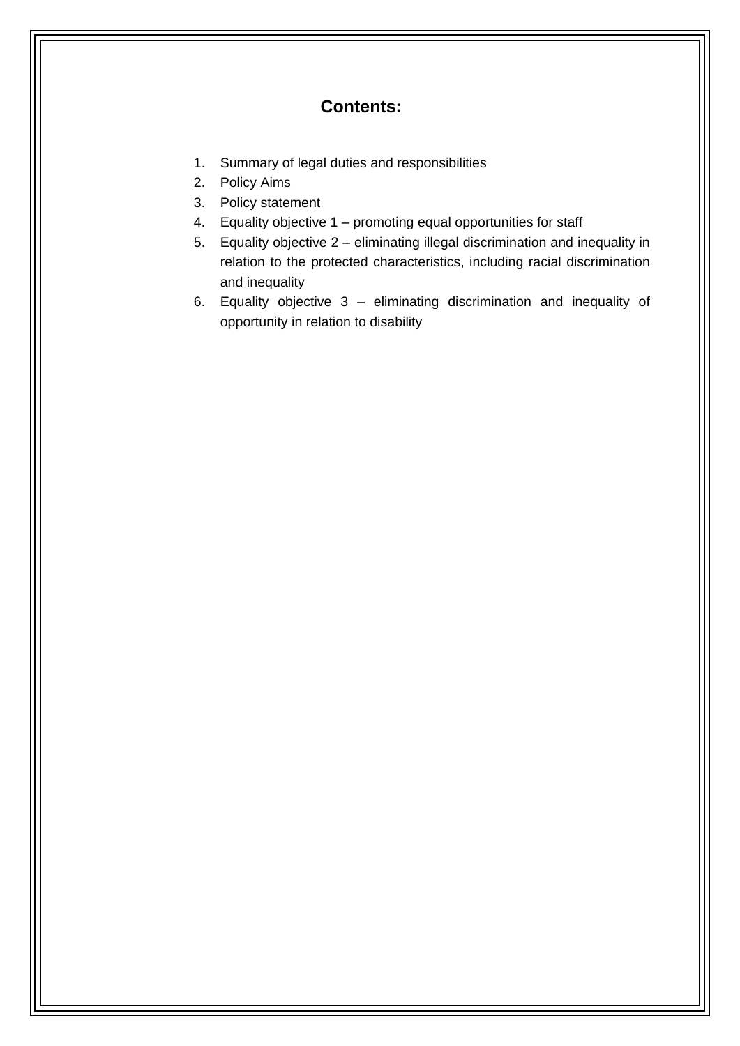## Contents:

1. Summary of legal duties and responsibilities
2. Policy Aims
3. Policy statement
4. Equality objective 1 – promoting equal opportunities for staff
5. Equality objective 2 – eliminating illegal discrimination and inequality in relation to the protected characteristics, including racial discrimination and inequality
6. Equality objective 3 – eliminating discrimination and inequality of opportunity in relation to disability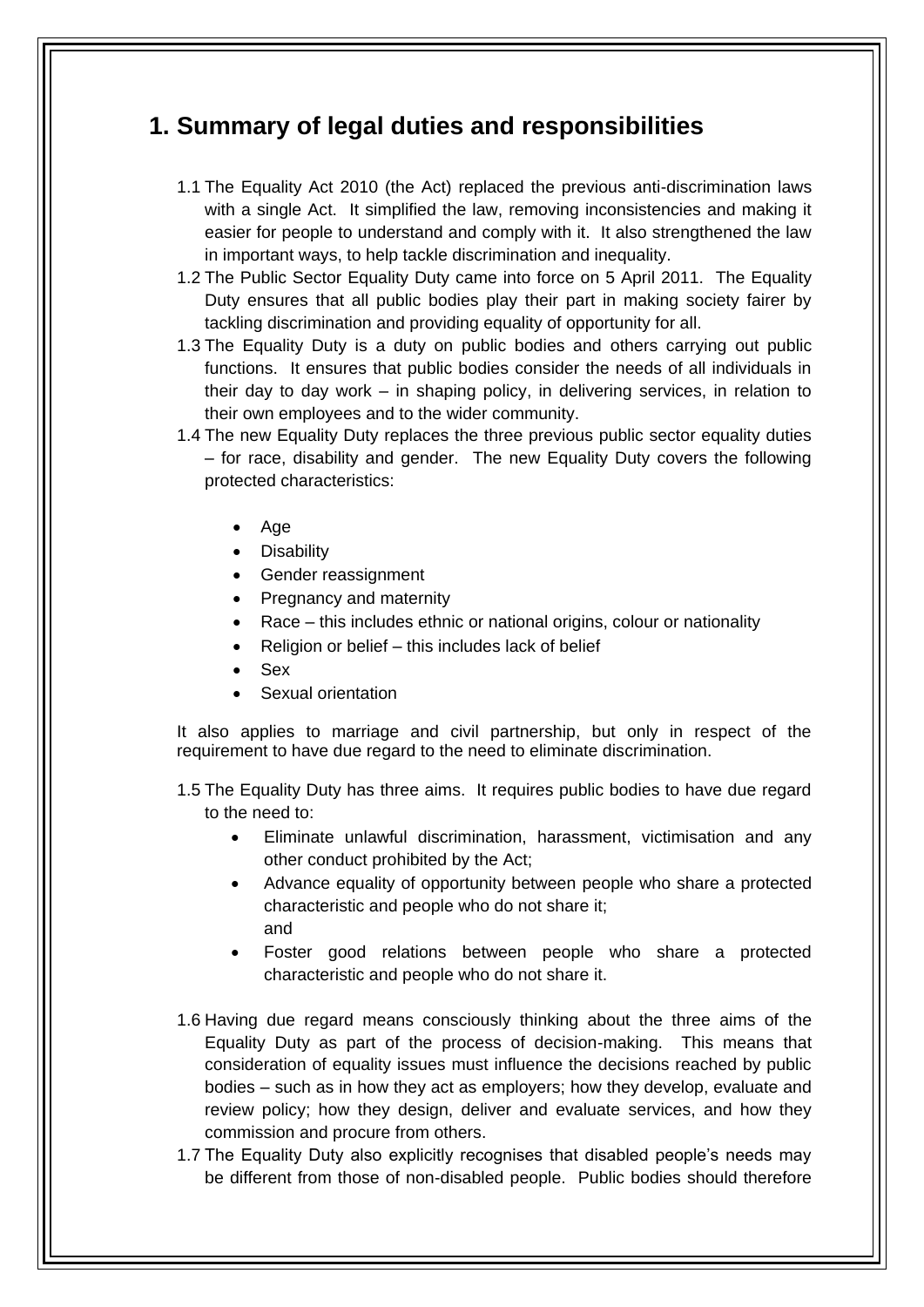## 1. Summary of legal duties and responsibilities

1.1 The Equality Act 2010 (the Act) replaced the previous anti-discrimination laws with a single Act. It simplified the law, removing inconsistencies and making it easier for people to understand and comply with it. It also strengthened the law in important ways, to help tackle discrimination and inequality.

1.2 The Public Sector Equality Duty came into force on 5 April 2011. The Equality Duty ensures that all public bodies play their part in making society fairer by tackling discrimination and providing equality of opportunity for all.

1.3 The Equality Duty is a duty on public bodies and others carrying out public functions. It ensures that public bodies consider the needs of all individuals in their day to day work – in shaping policy, in delivering services, in relation to their own employees and to the wider community.

1.4 The new Equality Duty replaces the three previous public sector equality duties – for race, disability and gender. The new Equality Duty covers the following protected characteristics:

- Age
- Disability
- Gender reassignment
- Pregnancy and maternity
- Race – this includes ethnic or national origins, colour or nationality
- Religion or belief – this includes lack of belief
- Sex
- Sexual orientation

It also applies to marriage and civil partnership, but only in respect of the requirement to have due regard to the need to eliminate discrimination.

1.5 The Equality Duty has three aims. It requires public bodies to have due regard to the need to:

- Eliminate unlawful discrimination, harassment, victimisation and any other conduct prohibited by the Act;
- Advance equality of opportunity between people who share a protected characteristic and people who do not share it;
  and
- Foster good relations between people who share a protected characteristic and people who do not share it.

1.6 Having due regard means consciously thinking about the three aims of the Equality Duty as part of the process of decision-making. This means that consideration of equality issues must influence the decisions reached by public bodies – such as in how they act as employers; how they develop, evaluate and review policy; how they design, deliver and evaluate services, and how they commission and procure from others.

1.7 The Equality Duty also explicitly recognises that disabled people's needs may be different from those of non-disabled people. Public bodies should therefore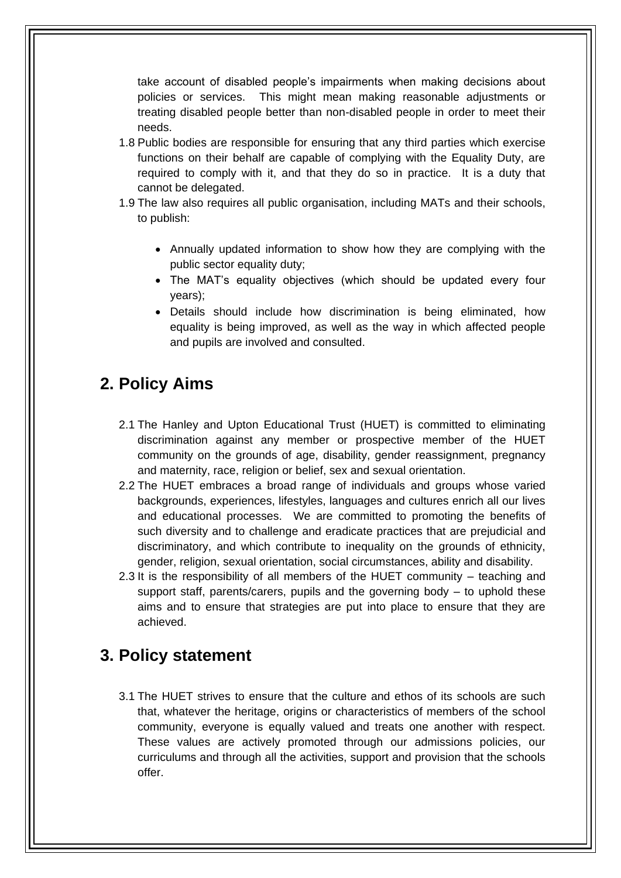take account of disabled people's impairments when making decisions about policies or services. This might mean making reasonable adjustments or treating disabled people better than non-disabled people in order to meet their needs.

1.8 Public bodies are responsible for ensuring that any third parties which exercise functions on their behalf are capable of complying with the Equality Duty, are required to comply with it, and that they do so in practice. It is a duty that cannot be delegated.

1.9 The law also requires all public organisation, including MATs and their schools, to publish:

- Annually updated information to show how they are complying with the public sector equality duty;
- The MAT's equality objectives (which should be updated every four years);
- Details should include how discrimination is being eliminated, how equality is being improved, as well as the way in which affected people and pupils are involved and consulted.

## 2. Policy Aims

2.1 The Hanley and Upton Educational Trust (HUET) is committed to eliminating discrimination against any member or prospective member of the HUET community on the grounds of age, disability, gender reassignment, pregnancy and maternity, race, religion or belief, sex and sexual orientation.

2.2 The HUET embraces a broad range of individuals and groups whose varied backgrounds, experiences, lifestyles, languages and cultures enrich all our lives and educational processes. We are committed to promoting the benefits of such diversity and to challenge and eradicate practices that are prejudicial and discriminatory, and which contribute to inequality on the grounds of ethnicity, gender, religion, sexual orientation, social circumstances, ability and disability.

2.3 It is the responsibility of all members of the HUET community – teaching and support staff, parents/carers, pupils and the governing body – to uphold these aims and to ensure that strategies are put into place to ensure that they are achieved.

## 3. Policy statement

3.1 The HUET strives to ensure that the culture and ethos of its schools are such that, whatever the heritage, origins or characteristics of members of the school community, everyone is equally valued and treats one another with respect. These values are actively promoted through our admissions policies, our curriculums and through all the activities, support and provision that the schools offer.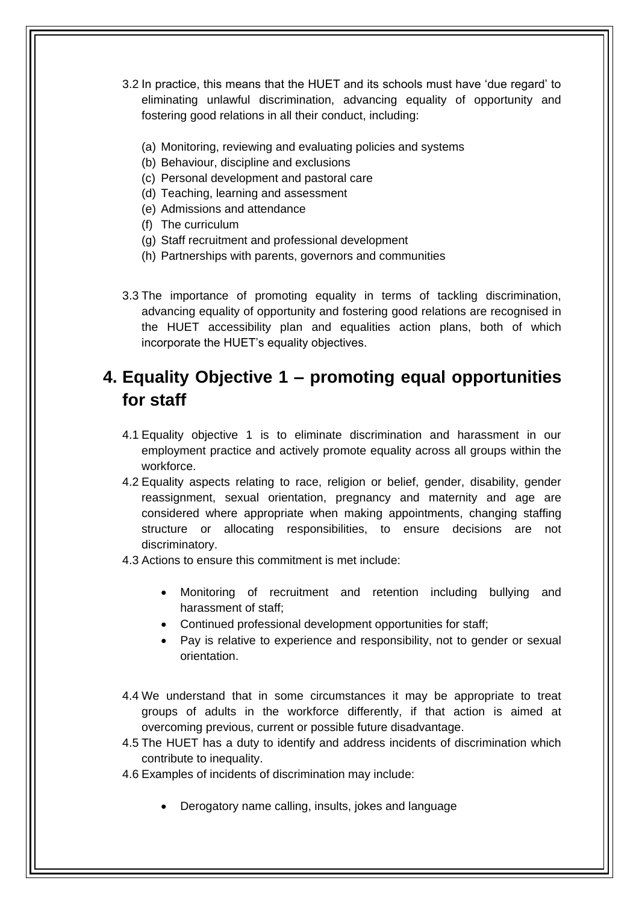3.2 In practice, this means that the HUET and its schools must have 'due regard' to eliminating unlawful discrimination, advancing equality of opportunity and fostering good relations in all their conduct, including:

(a) Monitoring, reviewing and evaluating policies and systems
(b) Behaviour, discipline and exclusions
(c) Personal development and pastoral care
(d) Teaching, learning and assessment
(e) Admissions and attendance
(f) The curriculum
(g) Staff recruitment and professional development
(h) Partnerships with parents, governors and communities

3.3 The importance of promoting equality in terms of tackling discrimination, advancing equality of opportunity and fostering good relations are recognised in the HUET accessibility plan and equalities action plans, both of which incorporate the HUET's equality objectives.

## 4. Equality Objective 1 – promoting equal opportunities for staff

4.1 Equality objective 1 is to eliminate discrimination and harassment in our employment practice and actively promote equality across all groups within the workforce.

4.2 Equality aspects relating to race, religion or belief, gender, disability, gender reassignment, sexual orientation, pregnancy and maternity and age are considered where appropriate when making appointments, changing staffing structure or allocating responsibilities, to ensure decisions are not discriminatory.

4.3 Actions to ensure this commitment is met include:

- Monitoring of recruitment and retention including bullying and harassment of staff;
- Continued professional development opportunities for staff;
- Pay is relative to experience and responsibility, not to gender or sexual orientation.

4.4 We understand that in some circumstances it may be appropriate to treat groups of adults in the workforce differently, if that action is aimed at overcoming previous, current or possible future disadvantage.

4.5 The HUET has a duty to identify and address incidents of discrimination which contribute to inequality.

4.6 Examples of incidents of discrimination may include:

- Derogatory name calling, insults, jokes and language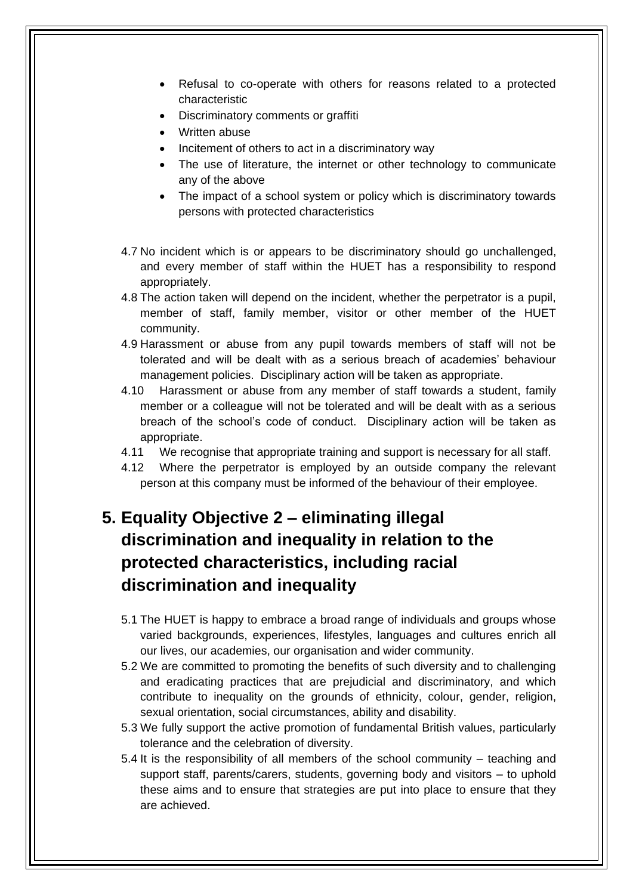- Refusal to co-operate with others for reasons related to a protected characteristic
- Discriminatory comments or graffiti
- Written abuse
- Incitement of others to act in a discriminatory way
- The use of literature, the internet or other technology to communicate any of the above
- The impact of a school system or policy which is discriminatory towards persons with protected characteristics

4.7 No incident which is or appears to be discriminatory should go unchallenged, and every member of staff within the HUET has a responsibility to respond appropriately.

4.8 The action taken will depend on the incident, whether the perpetrator is a pupil, member of staff, family member, visitor or other member of the HUET community.

4.9 Harassment or abuse from any pupil towards members of staff will not be tolerated and will be dealt with as a serious breach of academies' behaviour management policies. Disciplinary action will be taken as appropriate.

4.10 Harassment or abuse from any member of staff towards a student, family member or a colleague will not be tolerated and will be dealt with as a serious breach of the school's code of conduct. Disciplinary action will be taken as appropriate.

4.11 We recognise that appropriate training and support is necessary for all staff.

4.12 Where the perpetrator is employed by an outside company the relevant person at this company must be informed of the behaviour of their employee.

# 5. Equality Objective 2 – eliminating illegal discrimination and inequality in relation to the protected characteristics, including racial discrimination and inequality

5.1 The HUET is happy to embrace a broad range of individuals and groups whose varied backgrounds, experiences, lifestyles, languages and cultures enrich all our lives, our academies, our organisation and wider community.

5.2 We are committed to promoting the benefits of such diversity and to challenging and eradicating practices that are prejudicial and discriminatory, and which contribute to inequality on the grounds of ethnicity, colour, gender, religion, sexual orientation, social circumstances, ability and disability.

5.3 We fully support the active promotion of fundamental British values, particularly tolerance and the celebration of diversity.

5.4 It is the responsibility of all members of the school community – teaching and support staff, parents/carers, students, governing body and visitors – to uphold these aims and to ensure that strategies are put into place to ensure that they are achieved.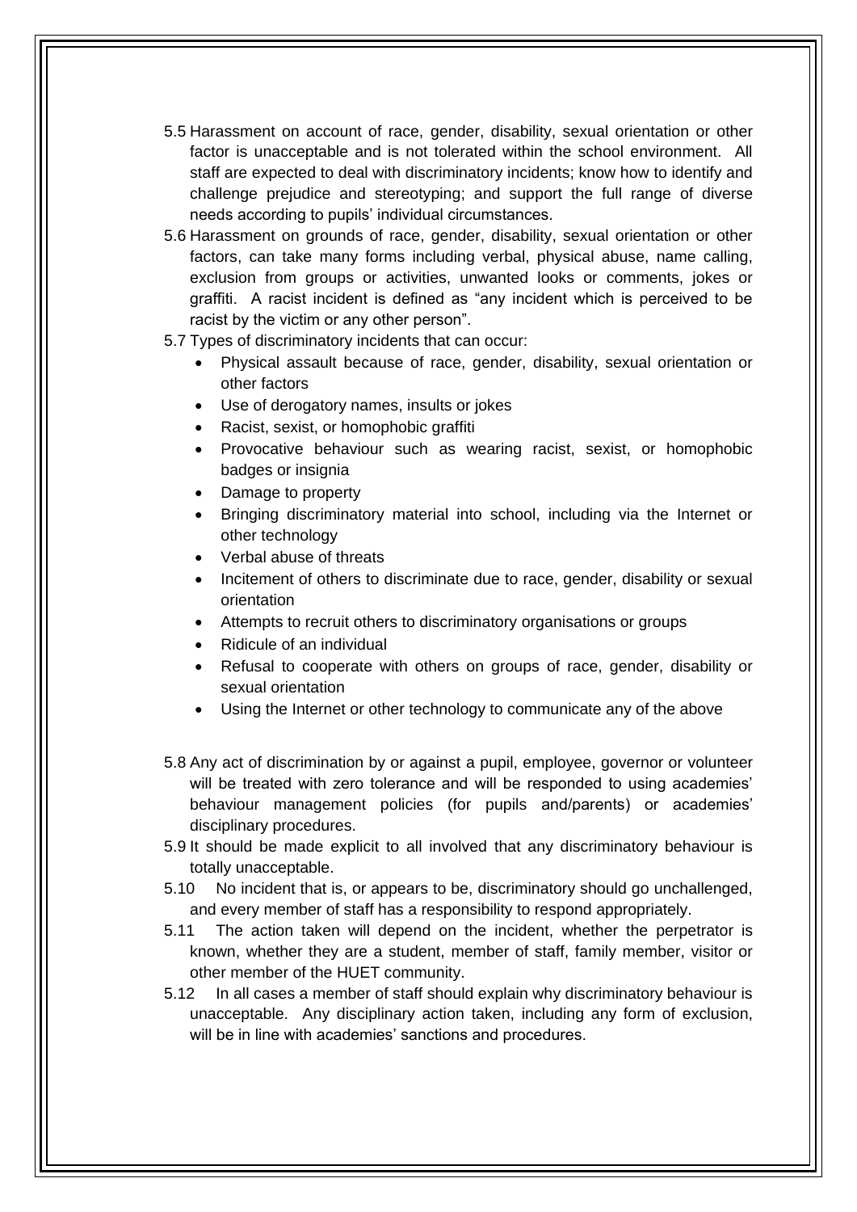5.5 Harassment on account of race, gender, disability, sexual orientation or other factor is unacceptable and is not tolerated within the school environment. All staff are expected to deal with discriminatory incidents; know how to identify and challenge prejudice and stereotyping; and support the full range of diverse needs according to pupils' individual circumstances.

5.6 Harassment on grounds of race, gender, disability, sexual orientation or other factors, can take many forms including verbal, physical abuse, name calling, exclusion from groups or activities, unwanted looks or comments, jokes or graffiti. A racist incident is defined as "any incident which is perceived to be racist by the victim or any other person".

5.7 Types of discriminatory incidents that can occur:

- Physical assault because of race, gender, disability, sexual orientation or other factors
- Use of derogatory names, insults or jokes
- Racist, sexist, or homophobic graffiti
- Provocative behaviour such as wearing racist, sexist, or homophobic badges or insignia
- Damage to property
- Bringing discriminatory material into school, including via the Internet or other technology
- Verbal abuse of threats
- Incitement of others to discriminate due to race, gender, disability or sexual orientation
- Attempts to recruit others to discriminatory organisations or groups
- Ridicule of an individual
- Refusal to cooperate with others on groups of race, gender, disability or sexual orientation
- Using the Internet or other technology to communicate any of the above

5.8 Any act of discrimination by or against a pupil, employee, governor or volunteer will be treated with zero tolerance and will be responded to using academies' behaviour management policies (for pupils and/parents) or academies' disciplinary procedures.

5.9 It should be made explicit to all involved that any discriminatory behaviour is totally unacceptable.

5.10 No incident that is, or appears to be, discriminatory should go unchallenged, and every member of staff has a responsibility to respond appropriately.

5.11 The action taken will depend on the incident, whether the perpetrator is known, whether they are a student, member of staff, family member, visitor or other member of the HUET community.

5.12 In all cases a member of staff should explain why discriminatory behaviour is unacceptable. Any disciplinary action taken, including any form of exclusion, will be in line with academies' sanctions and procedures.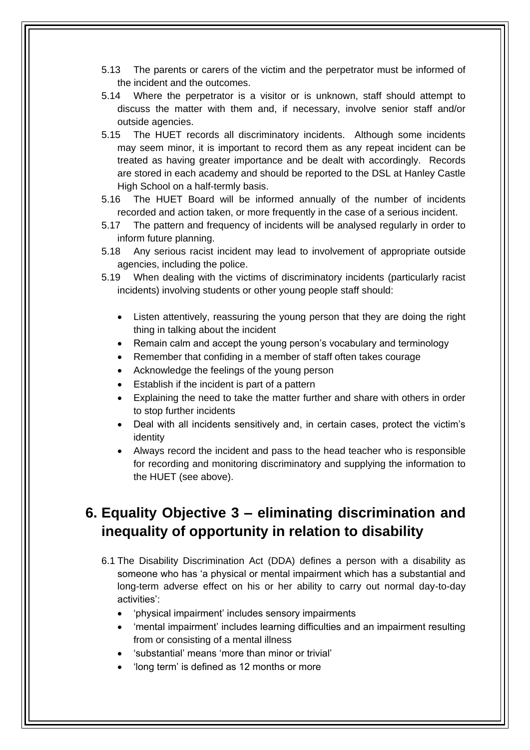5.13 The parents or carers of the victim and the perpetrator must be informed of the incident and the outcomes.

5.14 Where the perpetrator is a visitor or is unknown, staff should attempt to discuss the matter with them and, if necessary, involve senior staff and/or outside agencies.

5.15 The HUET records all discriminatory incidents. Although some incidents may seem minor, it is important to record them as any repeat incident can be treated as having greater importance and be dealt with accordingly. Records are stored in each academy and should be reported to the DSL at Hanley Castle High School on a half-termly basis.

5.16 The HUET Board will be informed annually of the number of incidents recorded and action taken, or more frequently in the case of a serious incident.

5.17 The pattern and frequency of incidents will be analysed regularly in order to inform future planning.

5.18 Any serious racist incident may lead to involvement of appropriate outside agencies, including the police.

5.19 When dealing with the victims of discriminatory incidents (particularly racist incidents) involving students or other young people staff should:

- Listen attentively, reassuring the young person that they are doing the right thing in talking about the incident
- Remain calm and accept the young person's vocabulary and terminology
- Remember that confiding in a member of staff often takes courage
- Acknowledge the feelings of the young person
- Establish if the incident is part of a pattern
- Explaining the need to take the matter further and share with others in order to stop further incidents
- Deal with all incidents sensitively and, in certain cases, protect the victim's identity
- Always record the incident and pass to the head teacher who is responsible for recording and monitoring discriminatory and supplying the information to the HUET (see above).

## 6. Equality Objective 3 – eliminating discrimination and inequality of opportunity in relation to disability

6.1 The Disability Discrimination Act (DDA) defines a person with a disability as someone who has 'a physical or mental impairment which has a substantial and long-term adverse effect on his or her ability to carry out normal day-to-day activities':

- 'physical impairment' includes sensory impairments
- 'mental impairment' includes learning difficulties and an impairment resulting from or consisting of a mental illness
- 'substantial' means 'more than minor or trivial'
- 'long term' is defined as 12 months or more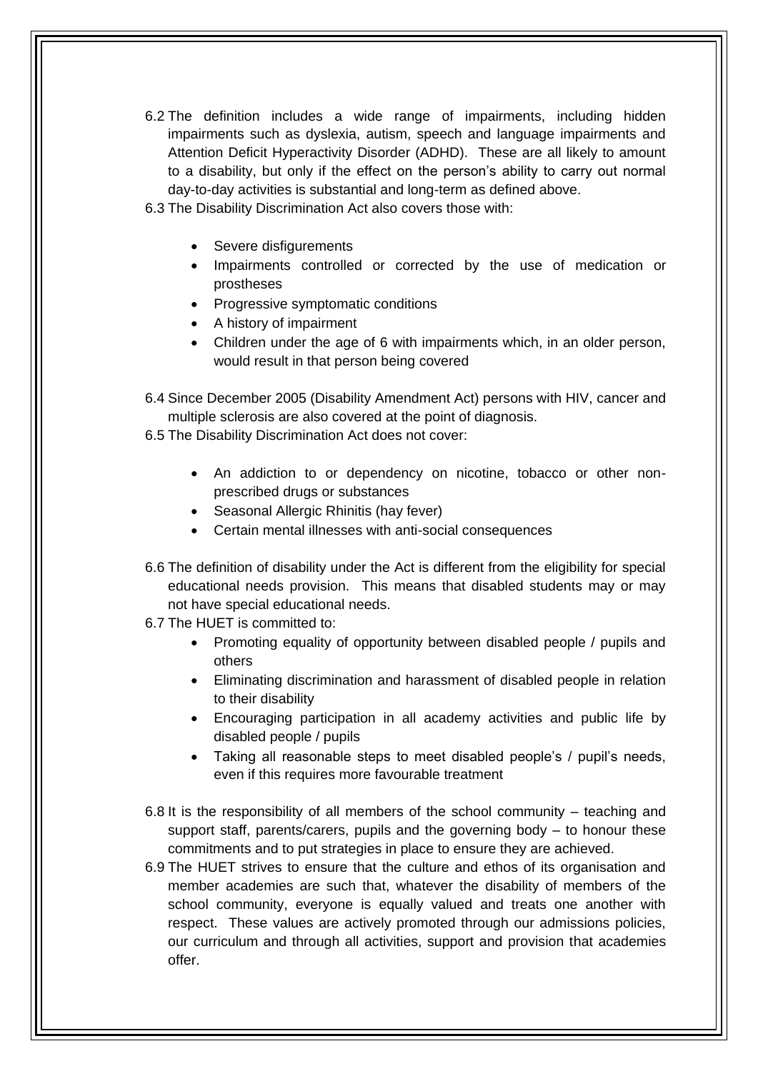6.2 The definition includes a wide range of impairments, including hidden impairments such as dyslexia, autism, speech and language impairments and Attention Deficit Hyperactivity Disorder (ADHD). These are all likely to amount to a disability, but only if the effect on the person's ability to carry out normal day-to-day activities is substantial and long-term as defined above.

6.3 The Disability Discrimination Act also covers those with:

- Severe disfigurements
- Impairments controlled or corrected by the use of medication or prostheses
- Progressive symptomatic conditions
- A history of impairment
- Children under the age of 6 with impairments which, in an older person, would result in that person being covered

6.4 Since December 2005 (Disability Amendment Act) persons with HIV, cancer and multiple sclerosis are also covered at the point of diagnosis.

6.5 The Disability Discrimination Act does not cover:

- An addiction to or dependency on nicotine, tobacco or other non-prescribed drugs or substances
- Seasonal Allergic Rhinitis (hay fever)
- Certain mental illnesses with anti-social consequences

6.6 The definition of disability under the Act is different from the eligibility for special educational needs provision. This means that disabled students may or may not have special educational needs.

6.7 The HUET is committed to:

- Promoting equality of opportunity between disabled people / pupils and others
- Eliminating discrimination and harassment of disabled people in relation to their disability
- Encouraging participation in all academy activities and public life by disabled people / pupils
- Taking all reasonable steps to meet disabled people's / pupil's needs, even if this requires more favourable treatment

6.8 It is the responsibility of all members of the school community – teaching and support staff, parents/carers, pupils and the governing body – to honour these commitments and to put strategies in place to ensure they are achieved.

6.9 The HUET strives to ensure that the culture and ethos of its organisation and member academies are such that, whatever the disability of members of the school community, everyone is equally valued and treats one another with respect. These values are actively promoted through our admissions policies, our curriculum and through all activities, support and provision that academies offer.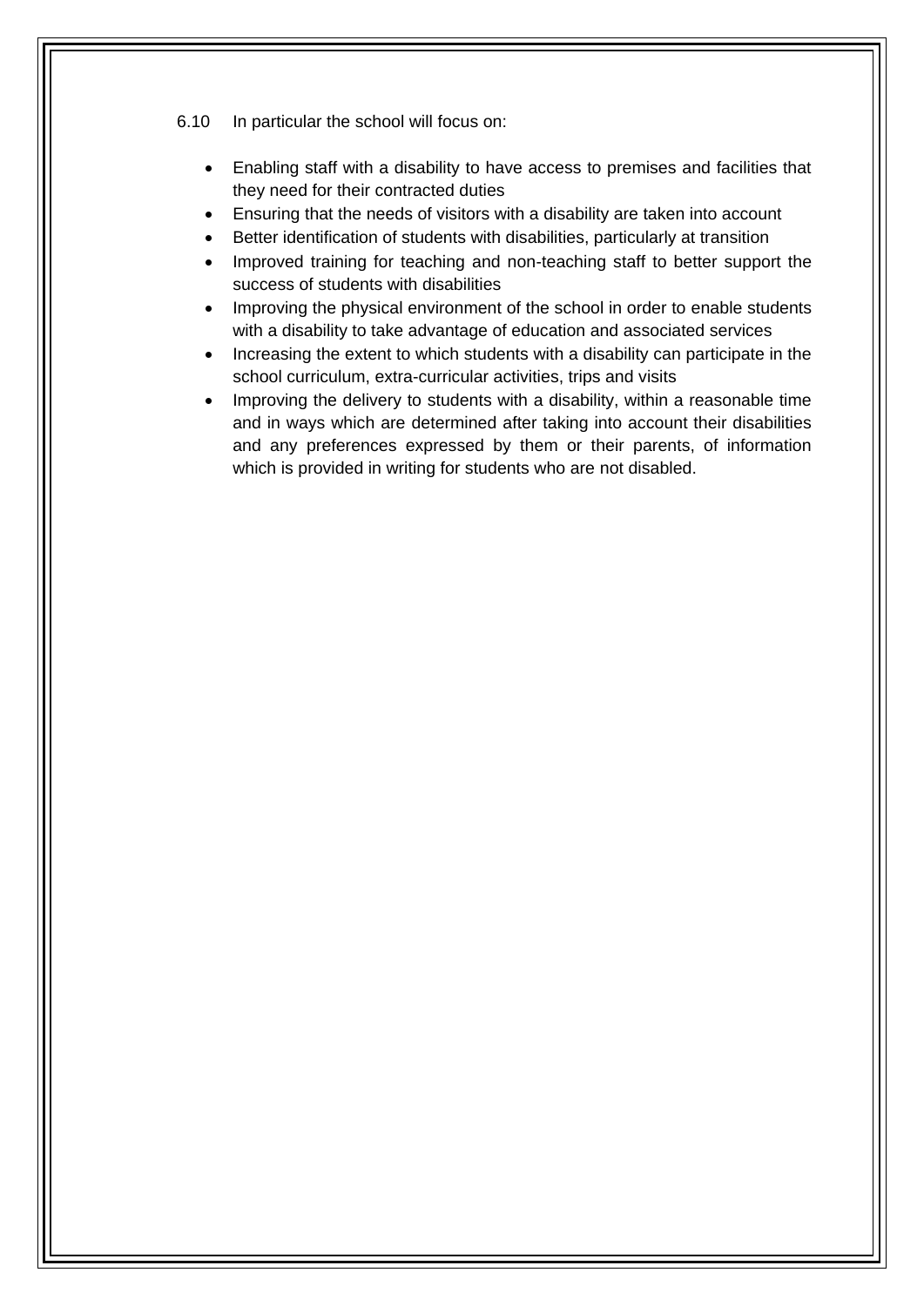6.10 In particular the school will focus on:

- Enabling staff with a disability to have access to premises and facilities that they need for their contracted duties
- Ensuring that the needs of visitors with a disability are taken into account
- Better identification of students with disabilities, particularly at transition
- Improved training for teaching and non-teaching staff to better support the success of students with disabilities
- Improving the physical environment of the school in order to enable students with a disability to take advantage of education and associated services
- Increasing the extent to which students with a disability can participate in the school curriculum, extra-curricular activities, trips and visits
- Improving the delivery to students with a disability, within a reasonable time and in ways which are determined after taking into account their disabilities and any preferences expressed by them or their parents, of information which is provided in writing for students who are not disabled.